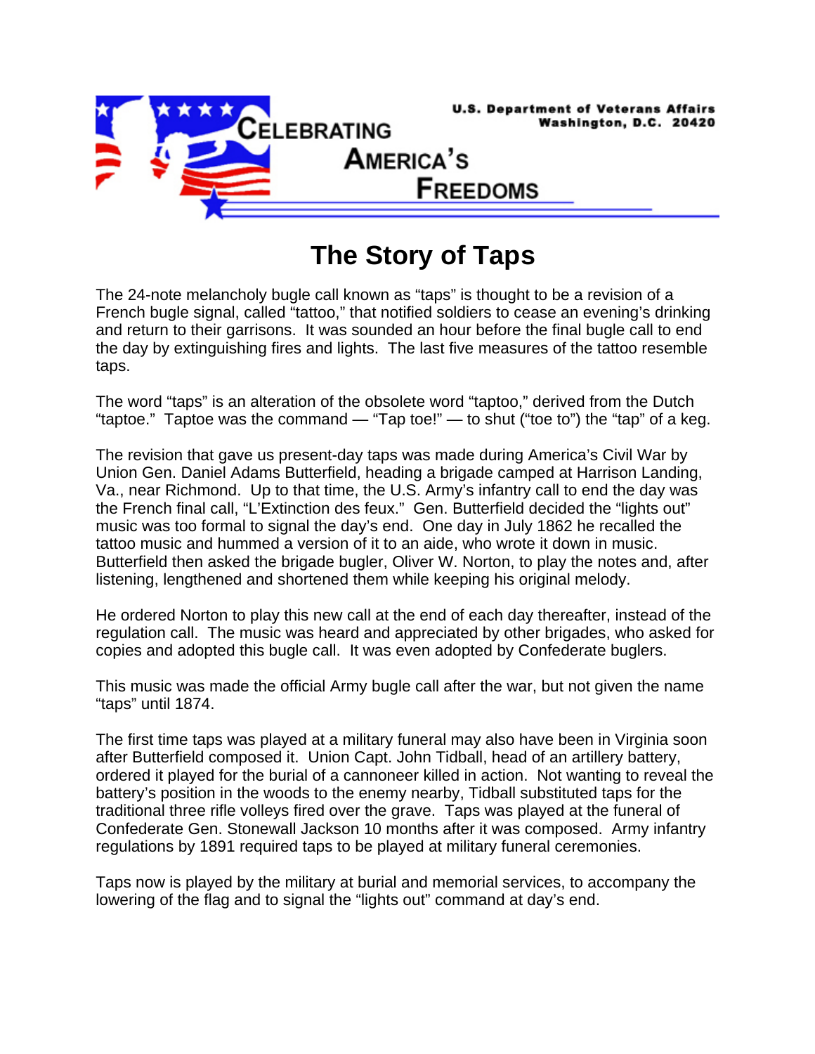U.S. Department of Veterans Affairs
Washington, D.C. 20420

CELEBRATING AMERICA'S FREEDOMS

# The Story of Taps

The 24-note melancholy bugle call known as "taps" is thought to be a revision of a French bugle signal, called "tattoo," that notified soldiers to cease an evening's drinking and return to their garrisons. It was sounded an hour before the final bugle call to end the day by extinguishing fires and lights. The last five measures of the tattoo resemble taps.

The word "taps" is an alteration of the obsolete word "taptoo," derived from the Dutch "taptoe." Taptoe was the command — "Tap toe!" — to shut ("toe to") the "tap" of a keg.

The revision that gave us present-day taps was made during America's Civil War by Union Gen. Daniel Adams Butterfield, heading a brigade camped at Harrison Landing, Va., near Richmond. Up to that time, the U.S. Army's infantry call to end the day was the French final call, "L'Extinction des feux." Gen. Butterfield decided the "lights out" music was too formal to signal the day's end. One day in July 1862 he recalled the tattoo music and hummed a version of it to an aide, who wrote it down in music. Butterfield then asked the brigade bugler, Oliver W. Norton, to play the notes and, after listening, lengthened and shortened them while keeping his original melody.

He ordered Norton to play this new call at the end of each day thereafter, instead of the regulation call. The music was heard and appreciated by other brigades, who asked for copies and adopted this bugle call. It was even adopted by Confederate buglers.

This music was made the official Army bugle call after the war, but not given the name "taps" until 1874.

The first time taps was played at a military funeral may also have been in Virginia soon after Butterfield composed it. Union Capt. John Tidball, head of an artillery battery, ordered it played for the burial of a cannoneer killed in action. Not wanting to reveal the battery's position in the woods to the enemy nearby, Tidball substituted taps for the traditional three rifle volleys fired over the grave. Taps was played at the funeral of Confederate Gen. Stonewall Jackson 10 months after it was composed. Army infantry regulations by 1891 required taps to be played at military funeral ceremonies.

Taps now is played by the military at burial and memorial services, to accompany the lowering of the flag and to signal the "lights out" command at day's end.